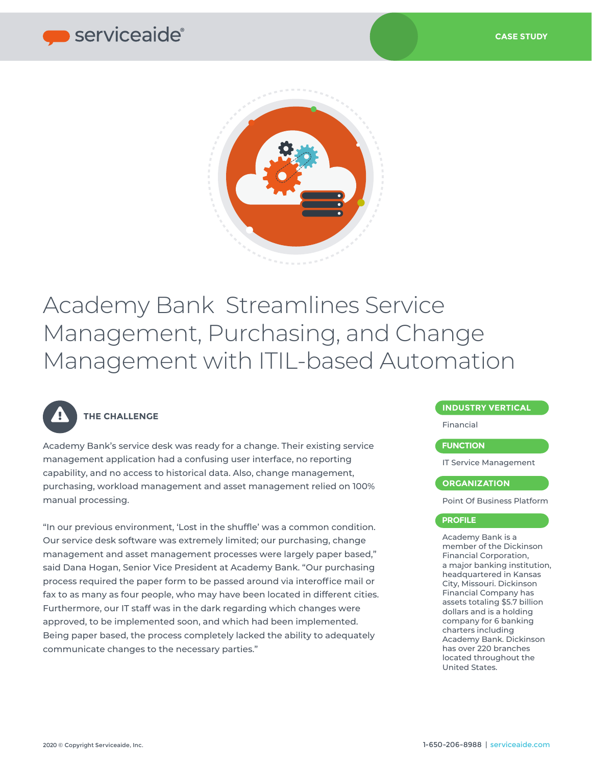# Academy Bank Streamlines Service Management, Purchasing, and Change Management with ITIL-based Automation

## THE CHALLENGE

Academy Bank's service desk was ready for a change. Their existing service management application had a confusing user interface, no reporting capability, and no access to historical data. Also, change management, purchasing, workload management and asset management relied on 100% manual processing.

"In our previous environment, 'Lost in the shuffle' was a common condition. Our service desk software was extremely limited; our purchasing, change management and asset management processes were largely paper based," said Dana Hogan, Senior Vice President at Academy Bank. "Our purchasing process required the paper form to be passed around via interoffice mail or fax to as many as four people, who may have been located in different cities. Furthermore, our IT staff was in the dark regarding which changes were approved, to be implemented soon, and which had been implemented. Being paper based, the process completely lacked the ability to adequately communicate changes to the necessary parties."

**INDUSTRY VERTICAL**

Financial

**FUNCTION**

IT Service Management

**ORGANIZATION**

Point Of Business Platform

**PROFILE**

Academy Bank is a member of the Dickinson Financial Corporation, a major banking institution, headquartered in Kansas City, Missouri. Dickinson Financial Company has assets totaling $5.7 billion dollars and is a holding company for 6 banking charters including Academy Bank. Dickinson has over 220 branches located throughout the United States.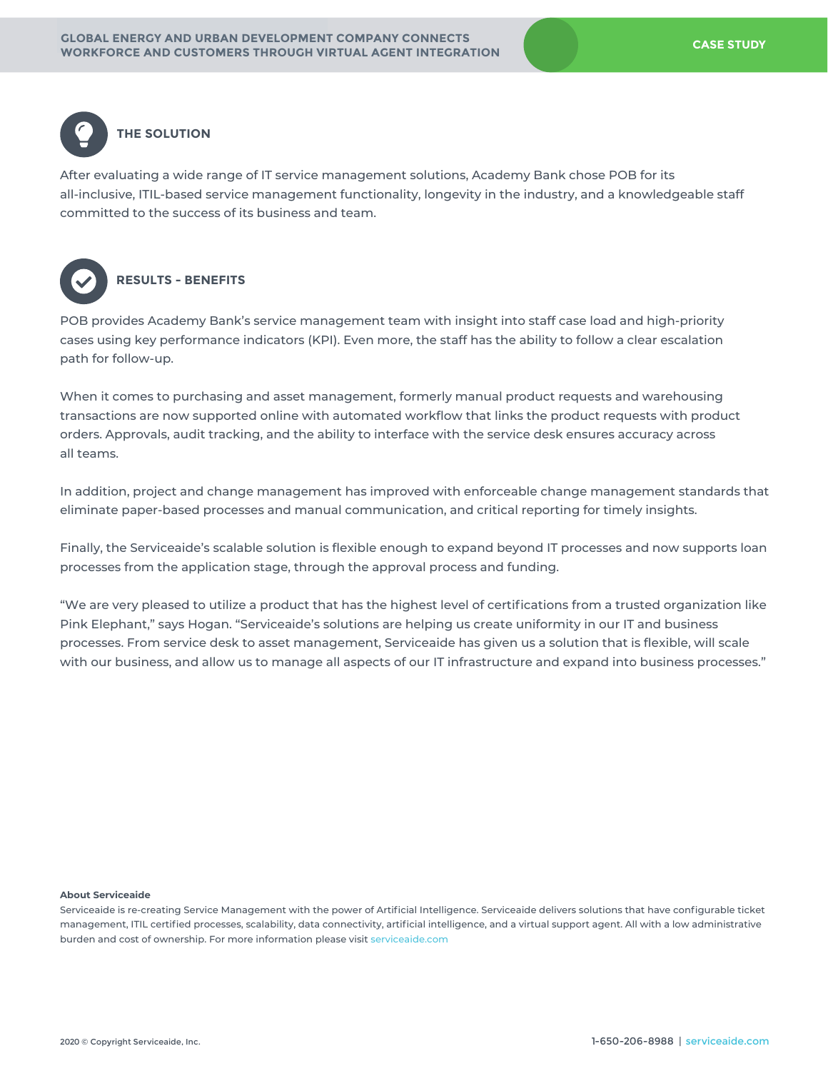## THE SOLUTION

After evaluating a wide range of IT service management solutions, Academy Bank chose POB for its all-inclusive, ITIL-based service management functionality, longevity in the industry, and a knowledgeable staff committed to the success of its business and team.

## RESULTS - BENEFITS

POB provides Academy Bank's service management team with insight into staff case load and high-priority cases using key performance indicators (KPI). Even more, the staff has the ability to follow a clear escalation path for follow-up.

When it comes to purchasing and asset management, formerly manual product requests and warehousing transactions are now supported online with automated workflow that links the product requests with product orders. Approvals, audit tracking, and the ability to interface with the service desk ensures accuracy across all teams.

In addition, project and change management has improved with enforceable change management standards that eliminate paper-based processes and manual communication, and critical reporting for timely insights.

Finally, the Serviceaide's scalable solution is flexible enough to expand beyond IT processes and now supports loan processes from the application stage, through the approval process and funding.

"We are very pleased to utilize a product that has the highest level of certifications from a trusted organization like Pink Elephant," says Hogan. "Serviceaide's solutions are helping us create uniformity in our IT and business processes. From service desk to asset management, Serviceaide has given us a solution that is flexible, will scale with our business, and allow us to manage all aspects of our IT infrastructure and expand into business processes."

**About Serviceaide**

Serviceaide is re-creating Service Management with the power of Artificial Intelligence. Serviceaide delivers solutions that have configurable ticket management, ITIL certified processes, scalability, data connectivity, artificial intelligence, and a virtual support agent. All with a low administrative burden and cost of ownership. For more information please visit serviceaide.com

2020 © Copyright Serviceaide, Inc.

1-650-206-8988 | serviceaide.com